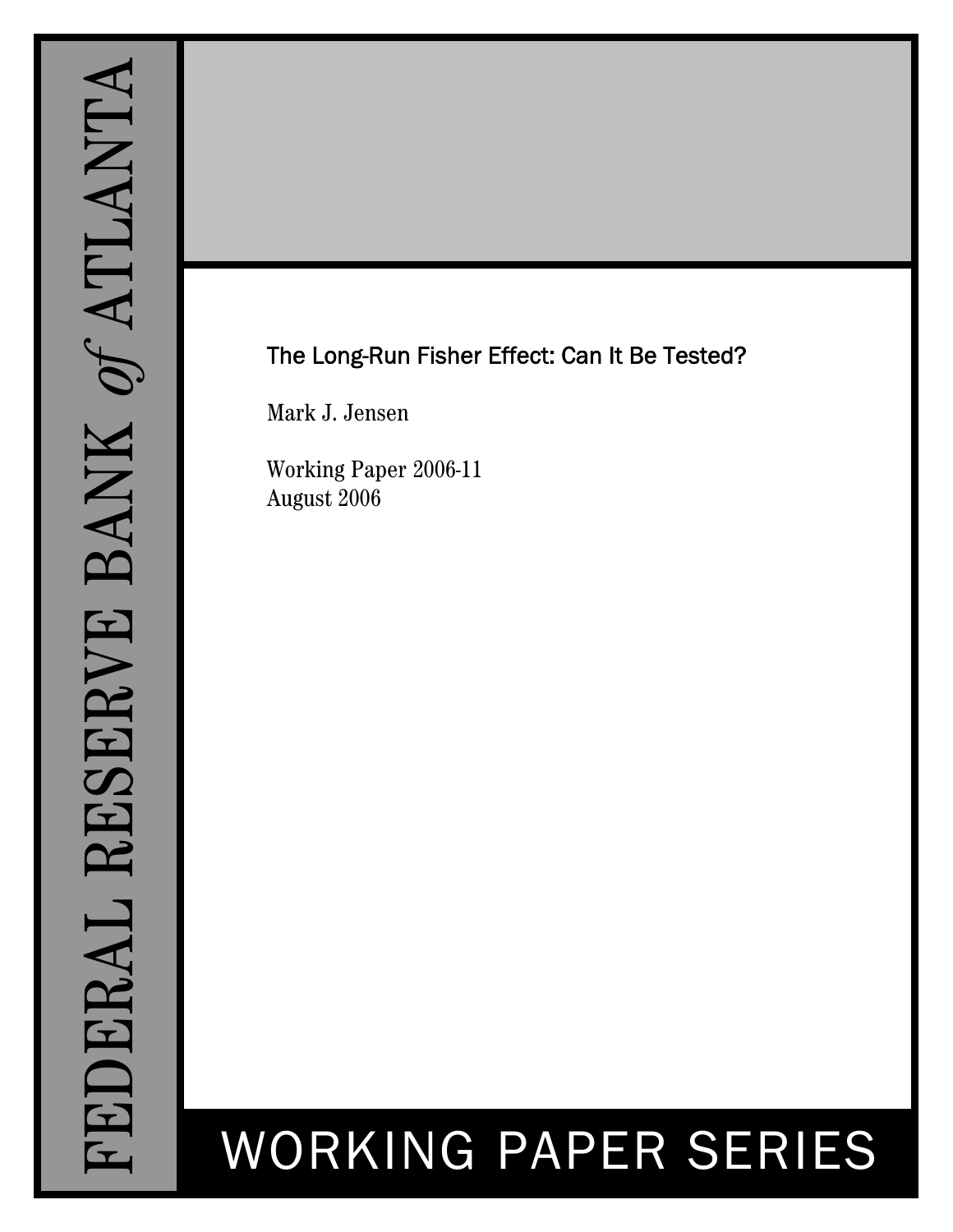FEDERAL RESERVE BANK *of* ATLANTA

# The Long-Run Fisher Effect: Can It Be Tested?

Mark J. Jensen

Working Paper 2006-11
August 2006

WORKING PAPER SERIES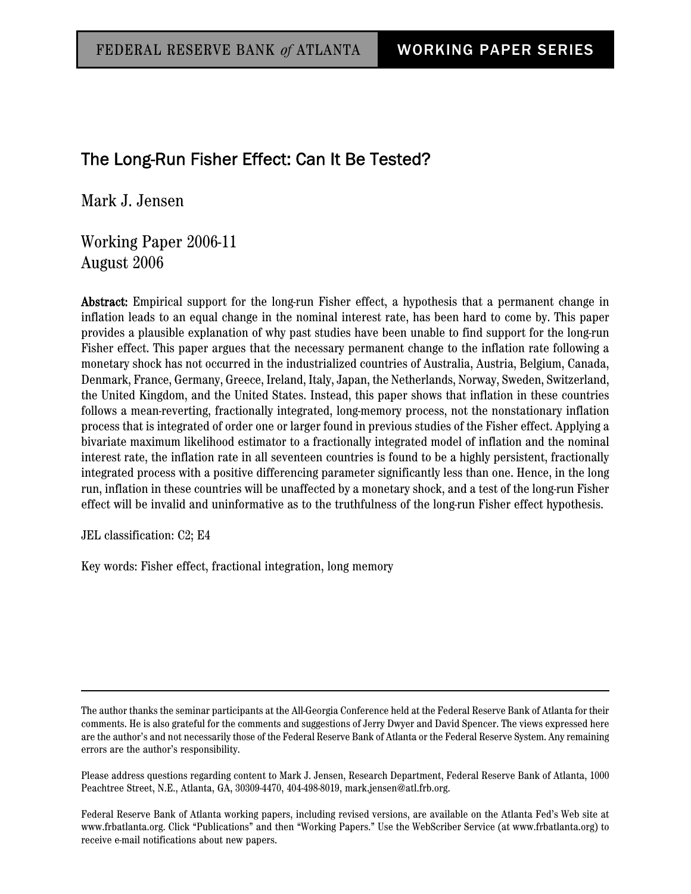FEDERAL RESERVE BANK *of* ATLANTA — WORKING PAPER SERIES

# The Long-Run Fisher Effect: Can It Be Tested?

Mark J. Jensen

Working Paper 2006-11
August 2006

**Abstract:** Empirical support for the long-run Fisher effect, a hypothesis that a permanent change in inflation leads to an equal change in the nominal interest rate, has been hard to come by. This paper provides a plausible explanation of why past studies have been unable to find support for the long-run Fisher effect. This paper argues that the necessary permanent change to the inflation rate following a monetary shock has not occurred in the industrialized countries of Australia, Austria, Belgium, Canada, Denmark, France, Germany, Greece, Ireland, Italy, Japan, the Netherlands, Norway, Sweden, Switzerland, the United Kingdom, and the United States. Instead, this paper shows that inflation in these countries follows a mean-reverting, fractionally integrated, long-memory process, not the nonstationary inflation process that is integrated of order one or larger found in previous studies of the Fisher effect. Applying a bivariate maximum likelihood estimator to a fractionally integrated model of inflation and the nominal interest rate, the inflation rate in all seventeen countries is found to be a highly persistent, fractionally integrated process with a positive differencing parameter significantly less than one. Hence, in the long run, inflation in these countries will be unaffected by a monetary shock, and a test of the long-run Fisher effect will be invalid and uninformative as to the truthfulness of the long-run Fisher effect hypothesis.

JEL classification: C2; E4

Key words: Fisher effect, fractional integration, long memory

---

The author thanks the seminar participants at the All-Georgia Conference held at the Federal Reserve Bank of Atlanta for their comments. He is also grateful for the comments and suggestions of Jerry Dwyer and David Spencer. The views expressed here are the author's and not necessarily those of the Federal Reserve Bank of Atlanta or the Federal Reserve System. Any remaining errors are the author's responsibility.

Please address questions regarding content to Mark J. Jensen, Research Department, Federal Reserve Bank of Atlanta, 1000 Peachtree Street, N.E., Atlanta, GA, 30309-4470, 404-498-8019, mark.jensen@atl.frb.org.

Federal Reserve Bank of Atlanta working papers, including revised versions, are available on the Atlanta Fed's Web site at www.frbatlanta.org. Click "Publications" and then "Working Papers." Use the WebScriber Service (at www.frbatlanta.org) to receive e-mail notifications about new papers.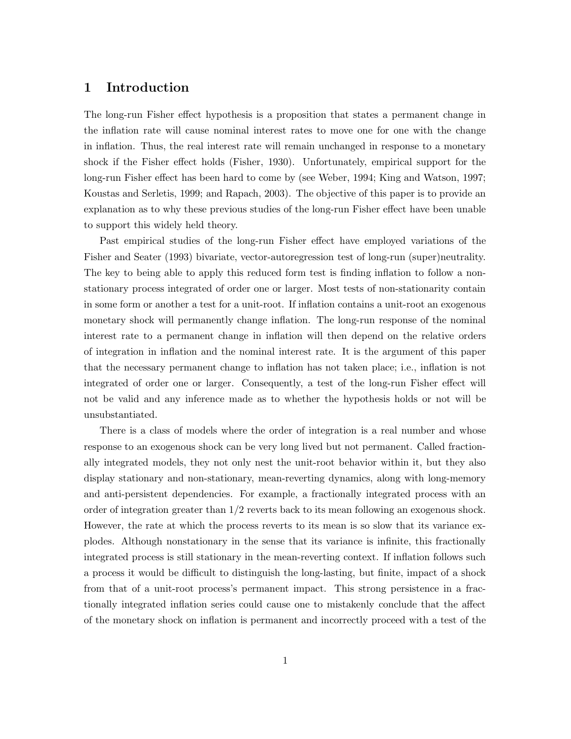# 1 Introduction

The long-run Fisher effect hypothesis is a proposition that states a permanent change in the inflation rate will cause nominal interest rates to move one for one with the change in inflation. Thus, the real interest rate will remain unchanged in response to a monetary shock if the Fisher effect holds (Fisher, 1930). Unfortunately, empirical support for the long-run Fisher effect has been hard to come by (see Weber, 1994; King and Watson, 1997; Koustas and Serletis, 1999; and Rapach, 2003). The objective of this paper is to provide an explanation as to why these previous studies of the long-run Fisher effect have been unable to support this widely held theory.

Past empirical studies of the long-run Fisher effect have employed variations of the Fisher and Seater (1993) bivariate, vector-autoregression test of long-run (super)neutrality. The key to being able to apply this reduced form test is finding inflation to follow a non-stationary process integrated of order one or larger. Most tests of non-stationarity contain in some form or another a test for a unit-root. If inflation contains a unit-root an exogenous monetary shock will permanently change inflation. The long-run response of the nominal interest rate to a permanent change in inflation will then depend on the relative orders of integration in inflation and the nominal interest rate. It is the argument of this paper that the necessary permanent change to inflation has not taken place; i.e., inflation is not integrated of order one or larger. Consequently, a test of the long-run Fisher effect will not be valid and any inference made as to whether the hypothesis holds or not will be unsubstantiated.

There is a class of models where the order of integration is a real number and whose response to an exogenous shock can be very long lived but not permanent. Called fractionally integrated models, they not only nest the unit-root behavior within it, but they also display stationary and non-stationary, mean-reverting dynamics, along with long-memory and anti-persistent dependencies. For example, a fractionally integrated process with an order of integration greater than $1/2$ reverts back to its mean following an exogenous shock. However, the rate at which the process reverts to its mean is so slow that its variance explodes. Although nonstationary in the sense that its variance is infinite, this fractionally integrated process is still stationary in the mean-reverting context. If inflation follows such a process it would be difficult to distinguish the long-lasting, but finite, impact of a shock from that of a unit-root process's permanent impact. This strong persistence in a fractionally integrated inflation series could cause one to mistakenly conclude that the affect of the monetary shock on inflation is permanent and incorrectly proceed with a test of the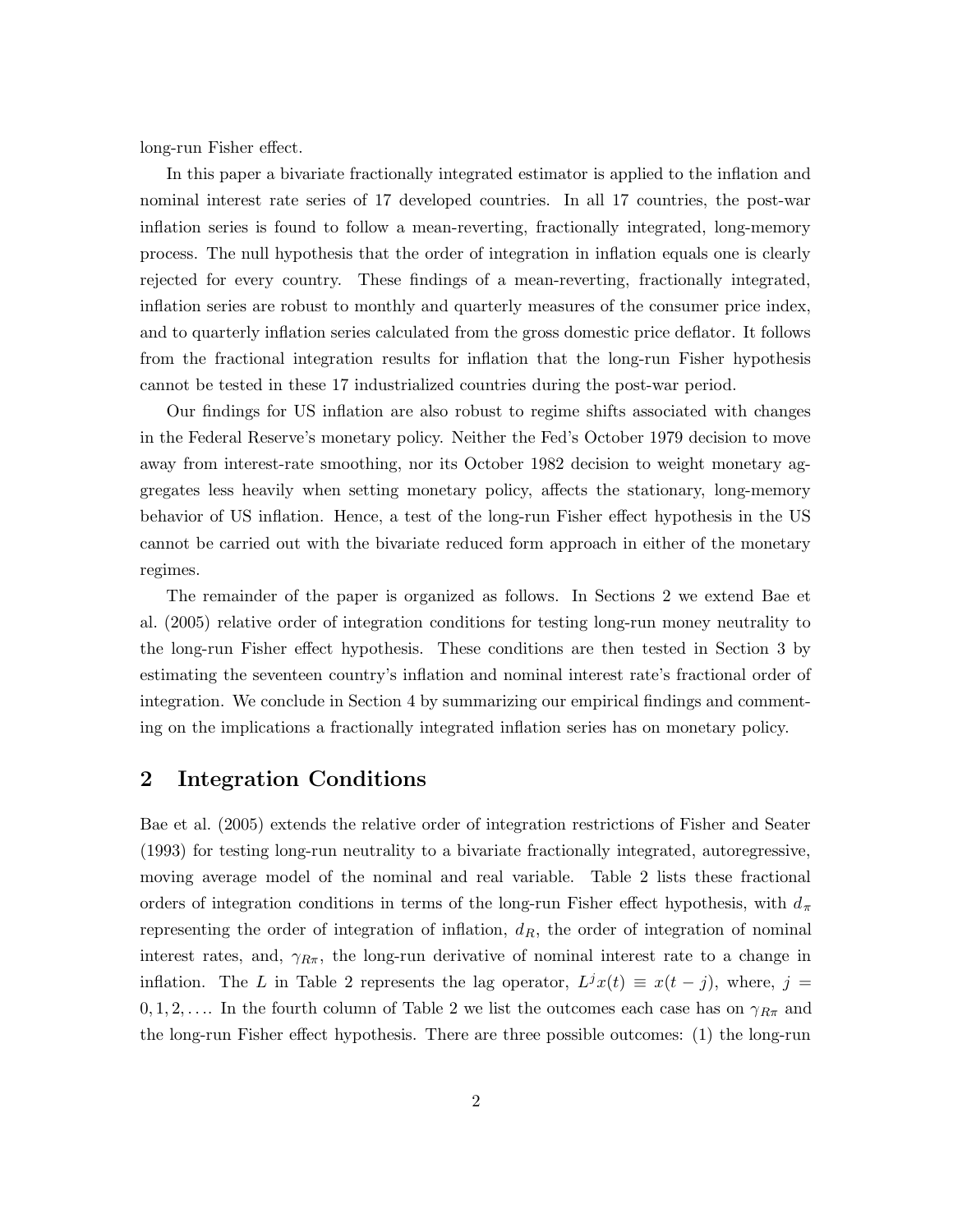long-run Fisher effect.

In this paper a bivariate fractionally integrated estimator is applied to the inflation and nominal interest rate series of 17 developed countries. In all 17 countries, the post-war inflation series is found to follow a mean-reverting, fractionally integrated, long-memory process. The null hypothesis that the order of integration in inflation equals one is clearly rejected for every country. These findings of a mean-reverting, fractionally integrated, inflation series are robust to monthly and quarterly measures of the consumer price index, and to quarterly inflation series calculated from the gross domestic price deflator. It follows from the fractional integration results for inflation that the long-run Fisher hypothesis cannot be tested in these 17 industrialized countries during the post-war period.

Our findings for US inflation are also robust to regime shifts associated with changes in the Federal Reserve's monetary policy. Neither the Fed's October 1979 decision to move away from interest-rate smoothing, nor its October 1982 decision to weight monetary aggregates less heavily when setting monetary policy, affects the stationary, long-memory behavior of US inflation. Hence, a test of the long-run Fisher effect hypothesis in the US cannot be carried out with the bivariate reduced form approach in either of the monetary regimes.

The remainder of the paper is organized as follows. In Sections 2 we extend Bae et al. (2005) relative order of integration conditions for testing long-run money neutrality to the long-run Fisher effect hypothesis. These conditions are then tested in Section 3 by estimating the seventeen country's inflation and nominal interest rate's fractional order of integration. We conclude in Section 4 by summarizing our empirical findings and commenting on the implications a fractionally integrated inflation series has on monetary policy.

## 2 Integration Conditions

Bae et al. (2005) extends the relative order of integration restrictions of Fisher and Seater (1993) for testing long-run neutrality to a bivariate fractionally integrated, autoregressive, moving average model of the nominal and real variable. Table 2 lists these fractional orders of integration conditions in terms of the long-run Fisher effect hypothesis, with $d_\pi$ representing the order of integration of inflation, $d_R$, the order of integration of nominal interest rates, and, $\gamma_{R\pi}$, the long-run derivative of nominal interest rate to a change in inflation. The $L$ in Table 2 represents the lag operator, $L^j x(t) \equiv x(t-j)$, where, $j = 0, 1, 2, \ldots$. In the fourth column of Table 2 we list the outcomes each case has on $\gamma_{R\pi}$ and the long-run Fisher effect hypothesis. There are three possible outcomes: (1) the long-run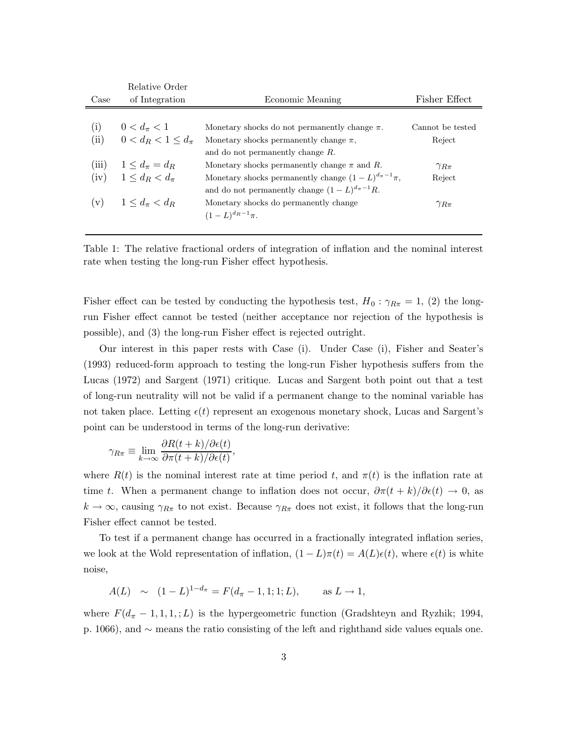| Case | Relative Order of Integration | Economic Meaning | Fisher Effect |
|---|---|---|---|
| (i) | $0 < d_\pi < 1$ | Monetary shocks do not permanently change $\pi$. | Cannot be tested |
| (ii) | $0 < d_R < 1 \leq d_\pi$ | Monetary shocks permanently change $\pi$, and do not permanently change $R$. | Reject |
| (iii) | $1 \leq d_\pi = d_R$ | Monetary shocks permanently change $\pi$ and $R$. | $\gamma_{R\pi}$ |
| (iv) | $1 \leq d_R < d_\pi$ | Monetary shocks permanently change $(1-L)^{d_\pi - 1}\pi$, and do not permanently change $(1-L)^{d_\pi - 1}R$. | Reject |
| (v) | $1 \leq d_\pi < d_R$ | Monetary shocks do permanently change $(1-L)^{d_R - 1}\pi$. | $\gamma_{R\pi}$ |

Table 1: The relative fractional orders of integration of inflation and the nominal interest rate when testing the long-run Fisher effect hypothesis.

Fisher effect can be tested by conducting the hypothesis test, $H_0 : \gamma_{R\pi} = 1$, (2) the long-run Fisher effect cannot be tested (neither acceptance nor rejection of the hypothesis is possible), and (3) the long-run Fisher effect is rejected outright.

Our interest in this paper rests with Case (i). Under Case (i), Fisher and Seater's (1993) reduced-form approach to testing the long-run Fisher hypothesis suffers from the Lucas (1972) and Sargent (1971) critique. Lucas and Sargent both point out that a test of long-run neutrality will not be valid if a permanent change to the nominal variable has not taken place. Letting $\epsilon(t)$ represent an exogenous monetary shock, Lucas and Sargent's point can be understood in terms of the long-run derivative:

$$\gamma_{R\pi} \equiv \lim_{k\to\infty} \frac{\partial R(t+k)/\partial\epsilon(t)}{\partial\pi(t+k)/\partial\epsilon(t)},$$

where $R(t)$ is the nominal interest rate at time period $t$, and $\pi(t)$ is the inflation rate at time $t$. When a permanent change to inflation does not occur, $\partial\pi(t+k)/\partial\epsilon(t) \to 0$, as $k \to \infty$, causing $\gamma_{R\pi}$ to not exist. Because $\gamma_{R\pi}$ does not exist, it follows that the long-run Fisher effect cannot be tested.

To test if a permanent change has occurred in a fractionally integrated inflation series, we look at the Wold representation of inflation, $(1-L)\pi(t) = A(L)\epsilon(t)$, where $\epsilon(t)$ is white noise,

$$A(L) \quad \sim \quad (1-L)^{1-d_\pi} = F(d_\pi - 1, 1; 1; L), \qquad \text{as } L \to 1,$$

where $F(d_\pi - 1, 1, 1, ; L)$ is the hypergeometric function (Gradshteyn and Ryzhik; 1994, p. 1066), and $\sim$ means the ratio consisting of the left and righthand side values equals one.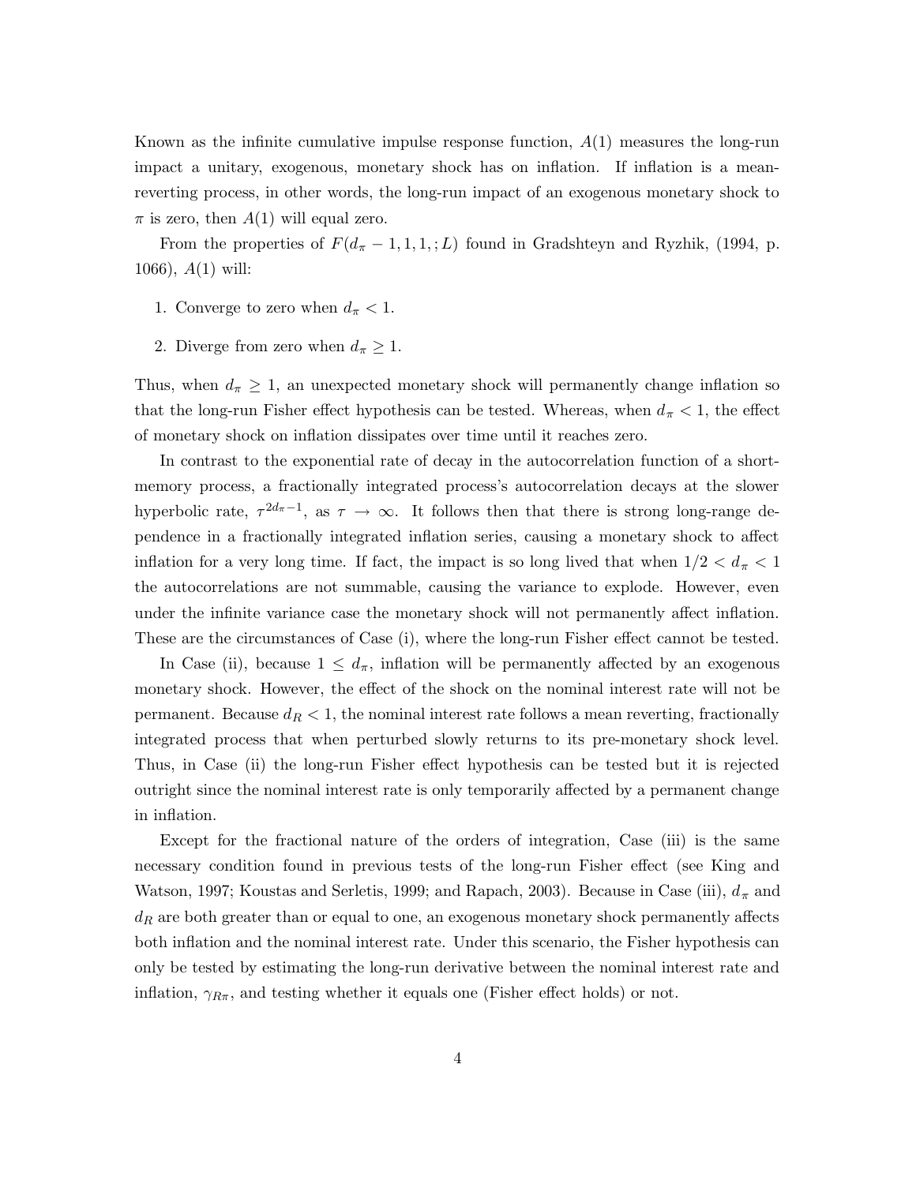Known as the infinite cumulative impulse response function, $A(1)$ measures the long-run impact a unitary, exogenous, monetary shock has on inflation. If inflation is a mean-reverting process, in other words, the long-run impact of an exogenous monetary shock to $\pi$ is zero, then $A(1)$ will equal zero.

From the properties of $F(d_\pi - 1, 1, 1, ; L)$ found in Gradshteyn and Ryzhik, (1994, p. 1066), $A(1)$ will:

1. Converge to zero when $d_\pi < 1$.
2. Diverge from zero when $d_\pi \geq 1$.

Thus, when $d_\pi \geq 1$, an unexpected monetary shock will permanently change inflation so that the long-run Fisher effect hypothesis can be tested. Whereas, when $d_\pi < 1$, the effect of monetary shock on inflation dissipates over time until it reaches zero.

In contrast to the exponential rate of decay in the autocorrelation function of a short-memory process, a fractionally integrated process's autocorrelation decays at the slower hyperbolic rate, $\tau^{2d_\pi - 1}$, as $\tau \to \infty$. It follows then that there is strong long-range dependence in a fractionally integrated inflation series, causing a monetary shock to affect inflation for a very long time. If fact, the impact is so long lived that when $1/2 < d_\pi < 1$ the autocorrelations are not summable, causing the variance to explode. However, even under the infinite variance case the monetary shock will not permanently affect inflation. These are the circumstances of Case (i), where the long-run Fisher effect cannot be tested.

In Case (ii), because $1 \leq d_\pi$, inflation will be permanently affected by an exogenous monetary shock. However, the effect of the shock on the nominal interest rate will not be permanent. Because $d_R < 1$, the nominal interest rate follows a mean reverting, fractionally integrated process that when perturbed slowly returns to its pre-monetary shock level. Thus, in Case (ii) the long-run Fisher effect hypothesis can be tested but it is rejected outright since the nominal interest rate is only temporarily affected by a permanent change in inflation.

Except for the fractional nature of the orders of integration, Case (iii) is the same necessary condition found in previous tests of the long-run Fisher effect (see King and Watson, 1997; Koustas and Serletis, 1999; and Rapach, 2003). Because in Case (iii), $d_\pi$ and $d_R$ are both greater than or equal to one, an exogenous monetary shock permanently affects both inflation and the nominal interest rate. Under this scenario, the Fisher hypothesis can only be tested by estimating the long-run derivative between the nominal interest rate and inflation, $\gamma_{R\pi}$, and testing whether it equals one (Fisher effect holds) or not.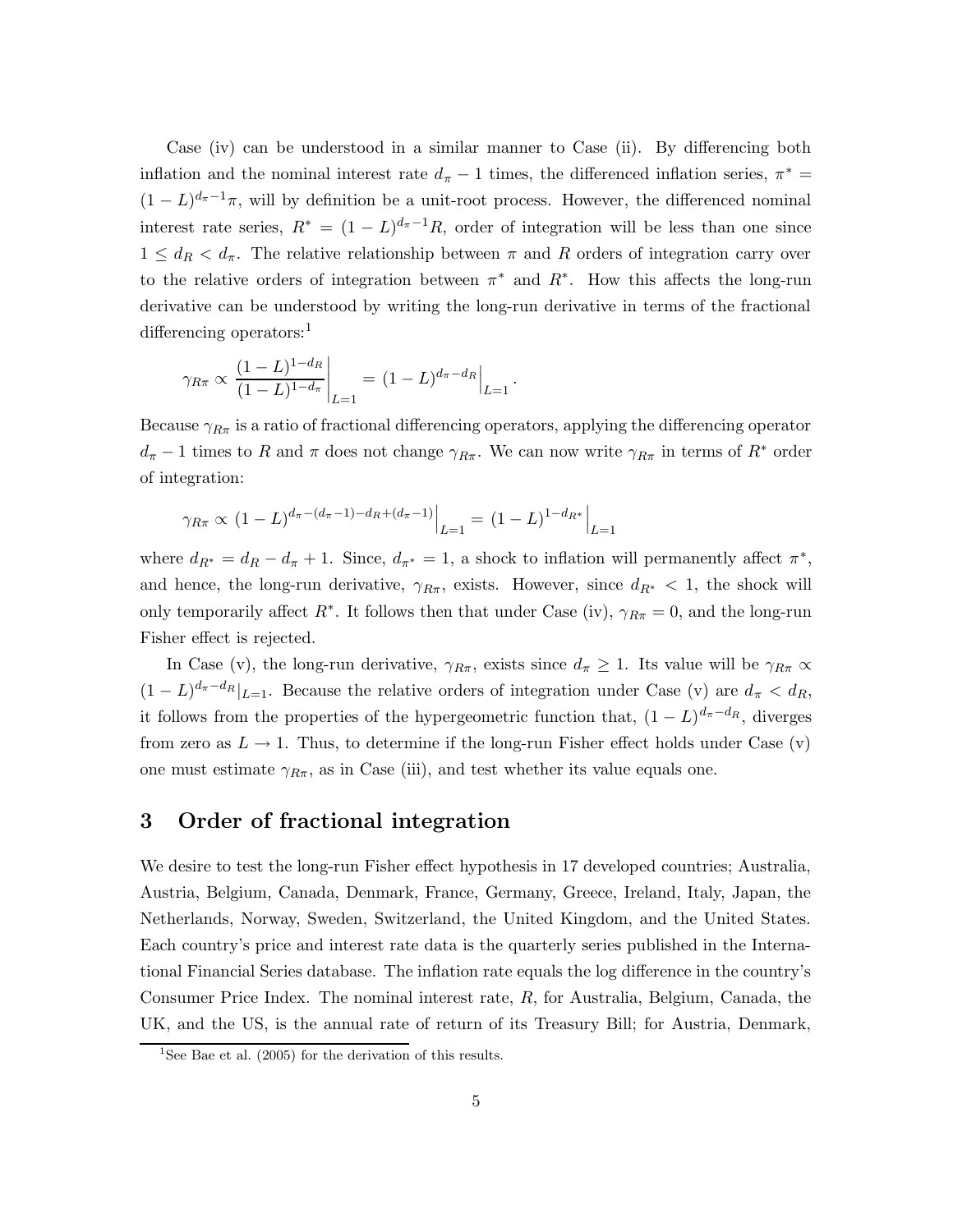Case (iv) can be understood in a similar manner to Case (ii). By differencing both inflation and the nominal interest rate $d_\pi - 1$ times, the differenced inflation series, $\pi^* = (1-L)^{d_\pi - 1}\pi$, will by definition be a unit-root process. However, the differenced nominal interest rate series, $R^* = (1-L)^{d_\pi - 1}R$, order of integration will be less than one since $1 \leq d_R < d_\pi$. The relative relationship between $\pi$ and $R$ orders of integration carry over to the relative orders of integration between $\pi^*$ and $R^*$. How this affects the long-run derivative can be understood by writing the long-run derivative in terms of the fractional differencing operators:[1]

$$\gamma_{R\pi} \propto \left.\frac{(1-L)^{1-d_R}}{(1-L)^{1-d_\pi}}\right|_{L=1} = \left.(1-L)^{d_\pi - d_R}\right|_{L=1}.$$

Because $\gamma_{R\pi}$ is a ratio of fractional differencing operators, applying the differencing operator $d_\pi - 1$ times to $R$ and $\pi$ does not change $\gamma_{R\pi}$. We can now write $\gamma_{R\pi}$ in terms of $R^*$ order of integration:

$$\gamma_{R\pi} \propto \left.(1-L)^{d_\pi - (d_\pi - 1) - d_R + (d_\pi - 1)}\right|_{L=1} = \left.(1-L)^{1-d_{R^*}}\right|_{L=1}$$

where $d_{R^*} = d_R - d_\pi + 1$. Since, $d_{\pi^*} = 1$, a shock to inflation will permanently affect $\pi^*$, and hence, the long-run derivative, $\gamma_{R\pi}$, exists. However, since $d_{R^*} < 1$, the shock will only temporarily affect $R^*$. It follows then that under Case (iv), $\gamma_{R\pi} = 0$, and the long-run Fisher effect is rejected.

In Case (v), the long-run derivative, $\gamma_{R\pi}$, exists since $d_\pi \geq 1$. Its value will be $\gamma_{R\pi} \propto (1-L)^{d_\pi - d_R}|_{L=1}$. Because the relative orders of integration under Case (v) are $d_\pi < d_R$, it follows from the properties of the hypergeometric function that, $(1-L)^{d_\pi - d_R}$, diverges from zero as $L \to 1$. Thus, to determine if the long-run Fisher effect holds under Case (v) one must estimate $\gamma_{R\pi}$, as in Case (iii), and test whether its value equals one.

## 3 Order of fractional integration

We desire to test the long-run Fisher effect hypothesis in 17 developed countries; Australia, Austria, Belgium, Canada, Denmark, France, Germany, Greece, Ireland, Italy, Japan, the Netherlands, Norway, Sweden, Switzerland, the United Kingdom, and the United States. Each country's price and interest rate data is the quarterly series published in the International Financial Series database. The inflation rate equals the log difference in the country's Consumer Price Index. The nominal interest rate, $R$, for Australia, Belgium, Canada, the UK, and the US, is the annual rate of return of its Treasury Bill; for Austria, Denmark,

[1] See Bae et al. (2005) for the derivation of this results.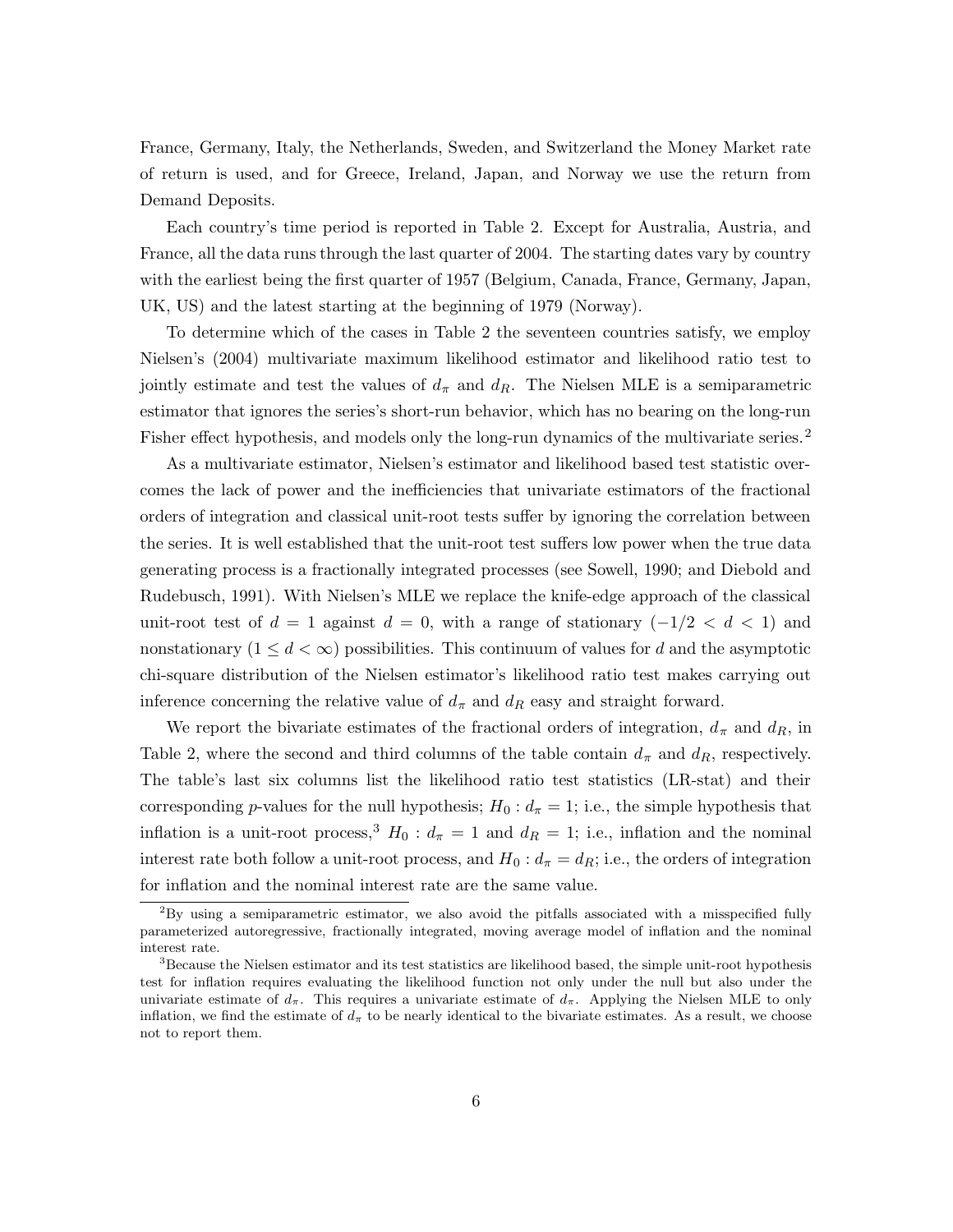France, Germany, Italy, the Netherlands, Sweden, and Switzerland the Money Market rate of return is used, and for Greece, Ireland, Japan, and Norway we use the return from Demand Deposits.

Each country's time period is reported in Table 2. Except for Australia, Austria, and France, all the data runs through the last quarter of 2004. The starting dates vary by country with the earliest being the first quarter of 1957 (Belgium, Canada, France, Germany, Japan, UK, US) and the latest starting at the beginning of 1979 (Norway).

To determine which of the cases in Table 2 the seventeen countries satisfy, we employ Nielsen's (2004) multivariate maximum likelihood estimator and likelihood ratio test to jointly estimate and test the values of $d_\pi$ and $d_R$. The Nielsen MLE is a semiparametric estimator that ignores the series's short-run behavior, which has no bearing on the long-run Fisher effect hypothesis, and models only the long-run dynamics of the multivariate series.[2]

As a multivariate estimator, Nielsen's estimator and likelihood based test statistic overcomes the lack of power and the inefficiencies that univariate estimators of the fractional orders of integration and classical unit-root tests suffer by ignoring the correlation between the series. It is well established that the unit-root test suffers low power when the true data generating process is a fractionally integrated processes (see Sowell, 1990; and Diebold and Rudebusch, 1991). With Nielsen's MLE we replace the knife-edge approach of the classical unit-root test of $d = 1$ against $d = 0$, with a range of stationary ($-1/2 < d < 1$) and nonstationary ($1 \leq d < \infty$) possibilities. This continuum of values for $d$ and the asymptotic chi-square distribution of the Nielsen estimator's likelihood ratio test makes carrying out inference concerning the relative value of $d_\pi$ and $d_R$ easy and straight forward.

We report the bivariate estimates of the fractional orders of integration, $d_\pi$ and $d_R$, in Table 2, where the second and third columns of the table contain $d_\pi$ and $d_R$, respectively. The table's last six columns list the likelihood ratio test statistics (LR-stat) and their corresponding $p$-values for the null hypothesis; $H_0 : d_\pi = 1$; i.e., the simple hypothesis that inflation is a unit-root process,[3] $H_0 : d_\pi = 1$ and $d_R = 1$; i.e., inflation and the nominal interest rate both follow a unit-root process, and $H_0 : d_\pi = d_R$; i.e., the orders of integration for inflation and the nominal interest rate are the same value.

---

[2] By using a semiparametric estimator, we also avoid the pitfalls associated with a misspecified fully parameterized autoregressive, fractionally integrated, moving average model of inflation and the nominal interest rate.

[3] Because the Nielsen estimator and its test statistics are likelihood based, the simple unit-root hypothesis test for inflation requires evaluating the likelihood function not only under the null but also under the univariate estimate of $d_\pi$. This requires a univariate estimate of $d_\pi$. Applying the Nielsen MLE to only inflation, we find the estimate of $d_\pi$ to be nearly identical to the bivariate estimates. As a result, we choose not to report them.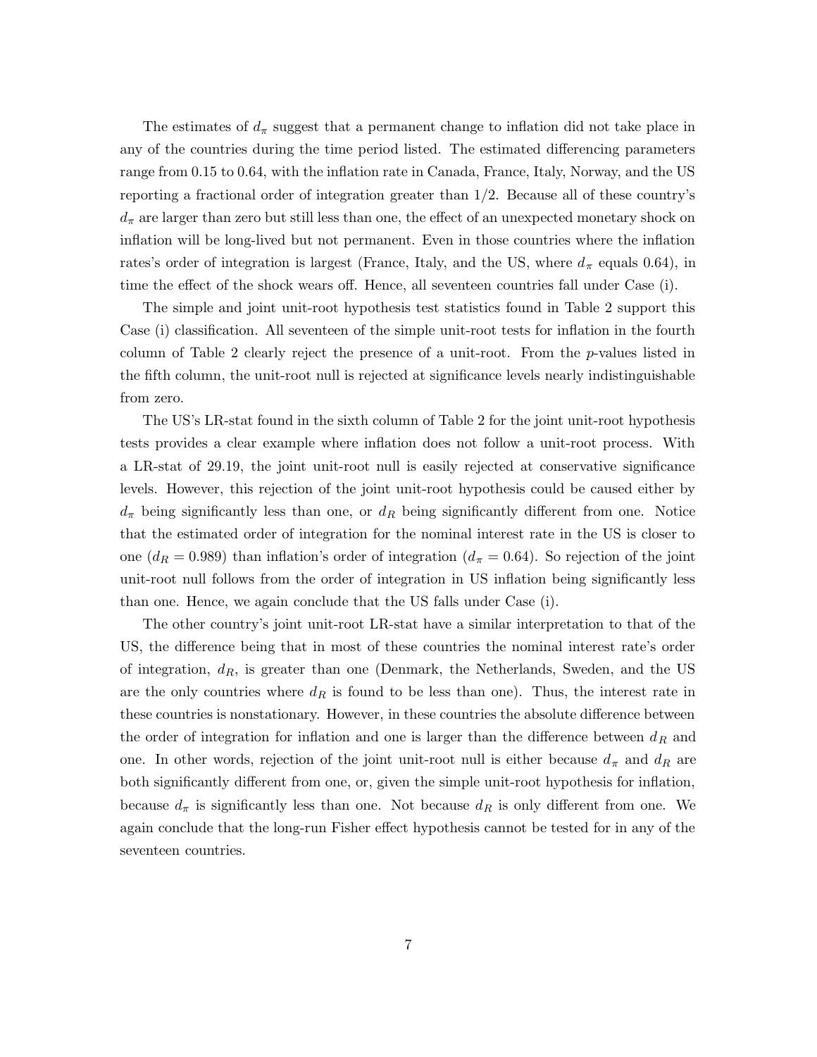The estimates of $d_\pi$ suggest that a permanent change to inflation did not take place in any of the countries during the time period listed. The estimated differencing parameters range from 0.15 to 0.64, with the inflation rate in Canada, France, Italy, Norway, and the US reporting a fractional order of integration greater than 1/2. Because all of these country's $d_\pi$ are larger than zero but still less than one, the effect of an unexpected monetary shock on inflation will be long-lived but not permanent. Even in those countries where the inflation rates's order of integration is largest (France, Italy, and the US, where $d_\pi$ equals 0.64), in time the effect of the shock wears off. Hence, all seventeen countries fall under Case (i).

The simple and joint unit-root hypothesis test statistics found in Table 2 support this Case (i) classification. All seventeen of the simple unit-root tests for inflation in the fourth column of Table 2 clearly reject the presence of a unit-root. From the $p$-values listed in the fifth column, the unit-root null is rejected at significance levels nearly indistinguishable from zero.

The US's LR-stat found in the sixth column of Table 2 for the joint unit-root hypothesis tests provides a clear example where inflation does not follow a unit-root process. With a LR-stat of 29.19, the joint unit-root null is easily rejected at conservative significance levels. However, this rejection of the joint unit-root hypothesis could be caused either by $d_\pi$ being significantly less than one, or $d_R$ being significantly different from one. Notice that the estimated order of integration for the nominal interest rate in the US is closer to one ($d_R = 0.989$) than inflation's order of integration ($d_\pi = 0.64$). So rejection of the joint unit-root null follows from the order of integration in US inflation being significantly less than one. Hence, we again conclude that the US falls under Case (i).

The other country's joint unit-root LR-stat have a similar interpretation to that of the US, the difference being that in most of these countries the nominal interest rate's order of integration, $d_R$, is greater than one (Denmark, the Netherlands, Sweden, and the US are the only countries where $d_R$ is found to be less than one). Thus, the interest rate in these countries is nonstationary. However, in these countries the absolute difference between the order of integration for inflation and one is larger than the difference between $d_R$ and one. In other words, rejection of the joint unit-root null is either because $d_\pi$ and $d_R$ are both significantly different from one, or, given the simple unit-root hypothesis for inflation, because $d_\pi$ is significantly less than one. Not because $d_R$ is only different from one. We again conclude that the long-run Fisher effect hypothesis cannot be tested for in any of the seventeen countries.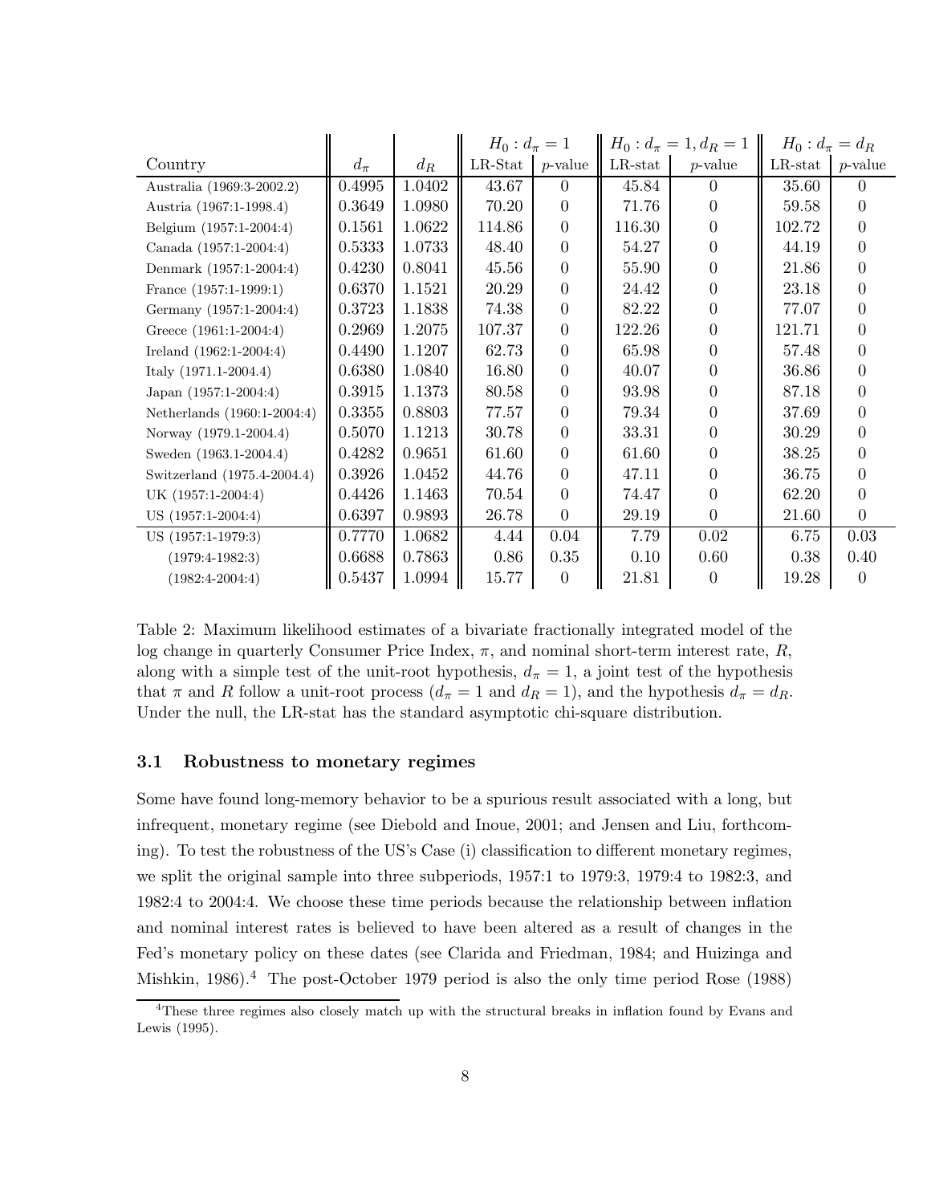| | | | $H_0: d_\pi = 1$ | | $H_0: d_\pi = 1, d_R = 1$ | | $H_0: d_\pi = d_R$ | |
|---|---|---|---|---|---|---|---|---|
| Country | $d_\pi$ | $d_R$ | LR-Stat | $p$-value | LR-stat | $p$-value | LR-stat | $p$-value |
| Australia (1969:3-2002.2) | 0.4995 | 1.0402 | 43.67 | 0 | 45.84 | 0 | 35.60 | 0 |
| Austria (1967:1-1998.4) | 0.3649 | 1.0980 | 70.20 | 0 | 71.76 | 0 | 59.58 | 0 |
| Belgium (1957:1-2004:4) | 0.1561 | 1.0622 | 114.86 | 0 | 116.30 | 0 | 102.72 | 0 |
| Canada (1957:1-2004:4) | 0.5333 | 1.0733 | 48.40 | 0 | 54.27 | 0 | 44.19 | 0 |
| Denmark (1957:1-2004:4) | 0.4230 | 0.8041 | 45.56 | 0 | 55.90 | 0 | 21.86 | 0 |
| France (1957:1-1999:1) | 0.6370 | 1.1521 | 20.29 | 0 | 24.42 | 0 | 23.18 | 0 |
| Germany (1957:1-2004:4) | 0.3723 | 1.1838 | 74.38 | 0 | 82.22 | 0 | 77.07 | 0 |
| Greece (1961:1-2004:4) | 0.2969 | 1.2075 | 107.37 | 0 | 122.26 | 0 | 121.71 | 0 |
| Ireland (1962:1-2004:4) | 0.4490 | 1.1207 | 62.73 | 0 | 65.98 | 0 | 57.48 | 0 |
| Italy (1971.1-2004.4) | 0.6380 | 1.0840 | 16.80 | 0 | 40.07 | 0 | 36.86 | 0 |
| Japan (1957:1-2004:4) | 0.3915 | 1.1373 | 80.58 | 0 | 93.98 | 0 | 87.18 | 0 |
| Netherlands (1960:1-2004:4) | 0.3355 | 0.8803 | 77.57 | 0 | 79.34 | 0 | 37.69 | 0 |
| Norway (1979.1-2004.4) | 0.5070 | 1.1213 | 30.78 | 0 | 33.31 | 0 | 30.29 | 0 |
| Sweden (1963.1-2004.4) | 0.4282 | 0.9651 | 61.60 | 0 | 61.60 | 0 | 38.25 | 0 |
| Switzerland (1975.4-2004.4) | 0.3926 | 1.0452 | 44.76 | 0 | 47.11 | 0 | 36.75 | 0 |
| UK (1957:1-2004:4) | 0.4426 | 1.1463 | 70.54 | 0 | 74.47 | 0 | 62.20 | 0 |
| US (1957:1-2004:4) | 0.6397 | 0.9893 | 26.78 | 0 | 29.19 | 0 | 21.60 | 0 |
| US (1957:1-1979:3) | 0.7770 | 1.0682 | 4.44 | 0.04 | 7.79 | 0.02 | 6.75 | 0.03 |
| (1979:4-1982:3) | 0.6688 | 0.7863 | 0.86 | 0.35 | 0.10 | 0.60 | 0.38 | 0.40 |
| (1982:4-2004:4) | 0.5437 | 1.0994 | 15.77 | 0 | 21.81 | 0 | 19.28 | 0 |

Table 2: Maximum likelihood estimates of a bivariate fractionally integrated model of the log change in quarterly Consumer Price Index, $\pi$, and nominal short-term interest rate, $R$, along with a simple test of the unit-root hypothesis, $d_\pi = 1$, a joint test of the hypothesis that $\pi$ and $R$ follow a unit-root process ($d_\pi = 1$ and $d_R = 1$), and the hypothesis $d_\pi = d_R$. Under the null, the LR-stat has the standard asymptotic chi-square distribution.

### 3.1 Robustness to monetary regimes

Some have found long-memory behavior to be a spurious result associated with a long, but infrequent, monetary regime (see Diebold and Inoue, 2001; and Jensen and Liu, forthcoming). To test the robustness of the US's Case (i) classification to different monetary regimes, we split the original sample into three subperiods, 1957:1 to 1979:3, 1979:4 to 1982:3, and 1982:4 to 2004:4. We choose these time periods because the relationship between inflation and nominal interest rates is believed to have been altered as a result of changes in the Fed's monetary policy on these dates (see Clarida and Friedman, 1984; and Huizinga and Mishkin, 1986).[4] The post-October 1979 period is also the only time period Rose (1988)

[4] These three regimes also closely match up with the structural breaks in inflation found by Evans and Lewis (1995).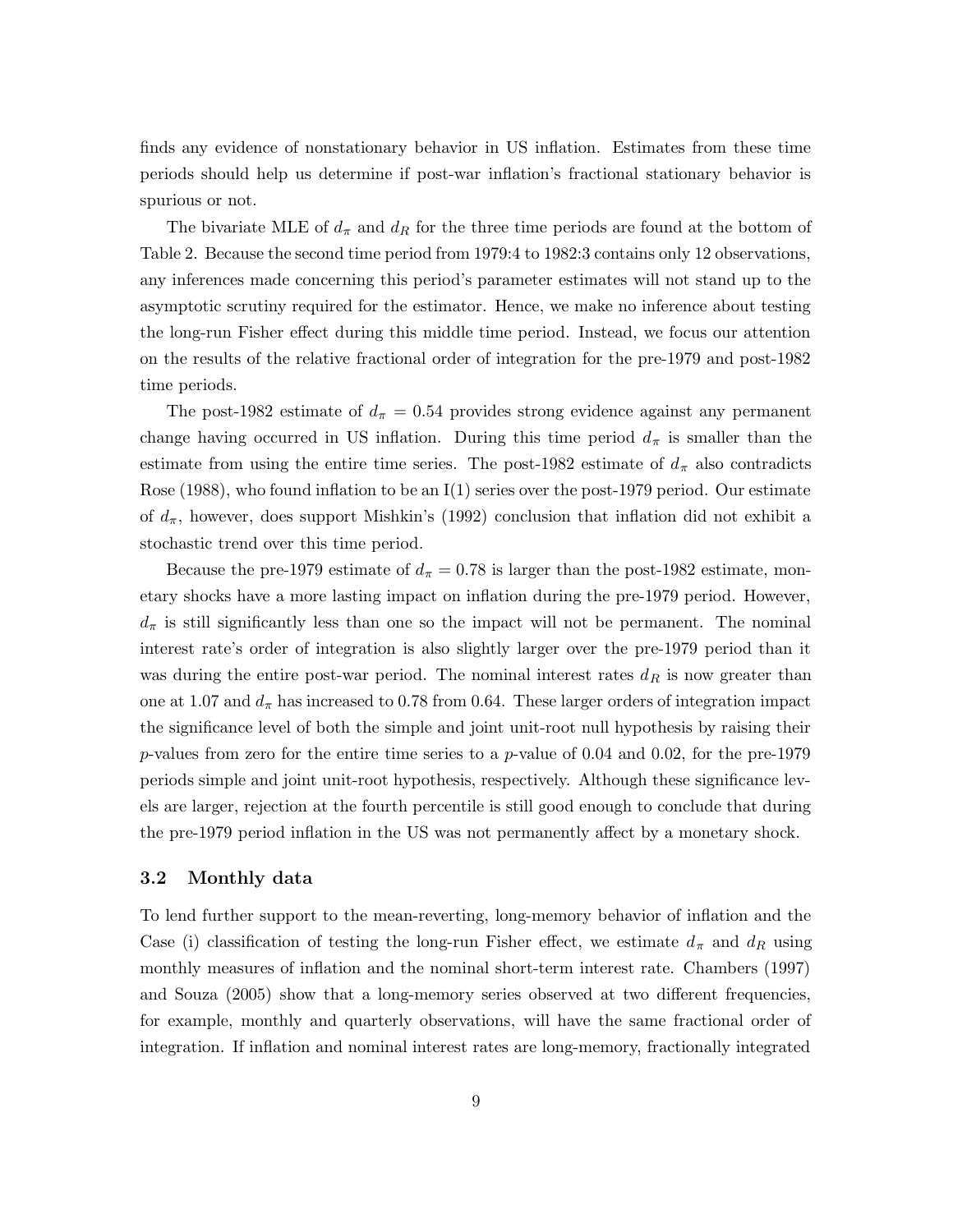finds any evidence of nonstationary behavior in US inflation. Estimates from these time periods should help us determine if post-war inflation's fractional stationary behavior is spurious or not.

The bivariate MLE of $d_\pi$ and $d_R$ for the three time periods are found at the bottom of Table 2. Because the second time period from 1979:4 to 1982:3 contains only 12 observations, any inferences made concerning this period's parameter estimates will not stand up to the asymptotic scrutiny required for the estimator. Hence, we make no inference about testing the long-run Fisher effect during this middle time period. Instead, we focus our attention on the results of the relative fractional order of integration for the pre-1979 and post-1982 time periods.

The post-1982 estimate of $d_\pi = 0.54$ provides strong evidence against any permanent change having occurred in US inflation. During this time period $d_\pi$ is smaller than the estimate from using the entire time series. The post-1982 estimate of $d_\pi$ also contradicts Rose (1988), who found inflation to be an I(1) series over the post-1979 period. Our estimate of $d_\pi$, however, does support Mishkin's (1992) conclusion that inflation did not exhibit a stochastic trend over this time period.

Because the pre-1979 estimate of $d_\pi = 0.78$ is larger than the post-1982 estimate, monetary shocks have a more lasting impact on inflation during the pre-1979 period. However, $d_\pi$ is still significantly less than one so the impact will not be permanent. The nominal interest rate's order of integration is also slightly larger over the pre-1979 period than it was during the entire post-war period. The nominal interest rates $d_R$ is now greater than one at 1.07 and $d_\pi$ has increased to 0.78 from 0.64. These larger orders of integration impact the significance level of both the simple and joint unit-root null hypothesis by raising their $p$-values from zero for the entire time series to a $p$-value of 0.04 and 0.02, for the pre-1979 periods simple and joint unit-root hypothesis, respectively. Although these significance levels are larger, rejection at the fourth percentile is still good enough to conclude that during the pre-1979 period inflation in the US was not permanently affect by a monetary shock.

### 3.2 Monthly data

To lend further support to the mean-reverting, long-memory behavior of inflation and the Case (i) classification of testing the long-run Fisher effect, we estimate $d_\pi$ and $d_R$ using monthly measures of inflation and the nominal short-term interest rate. Chambers (1997) and Souza (2005) show that a long-memory series observed at two different frequencies, for example, monthly and quarterly observations, will have the same fractional order of integration. If inflation and nominal interest rates are long-memory, fractionally integrated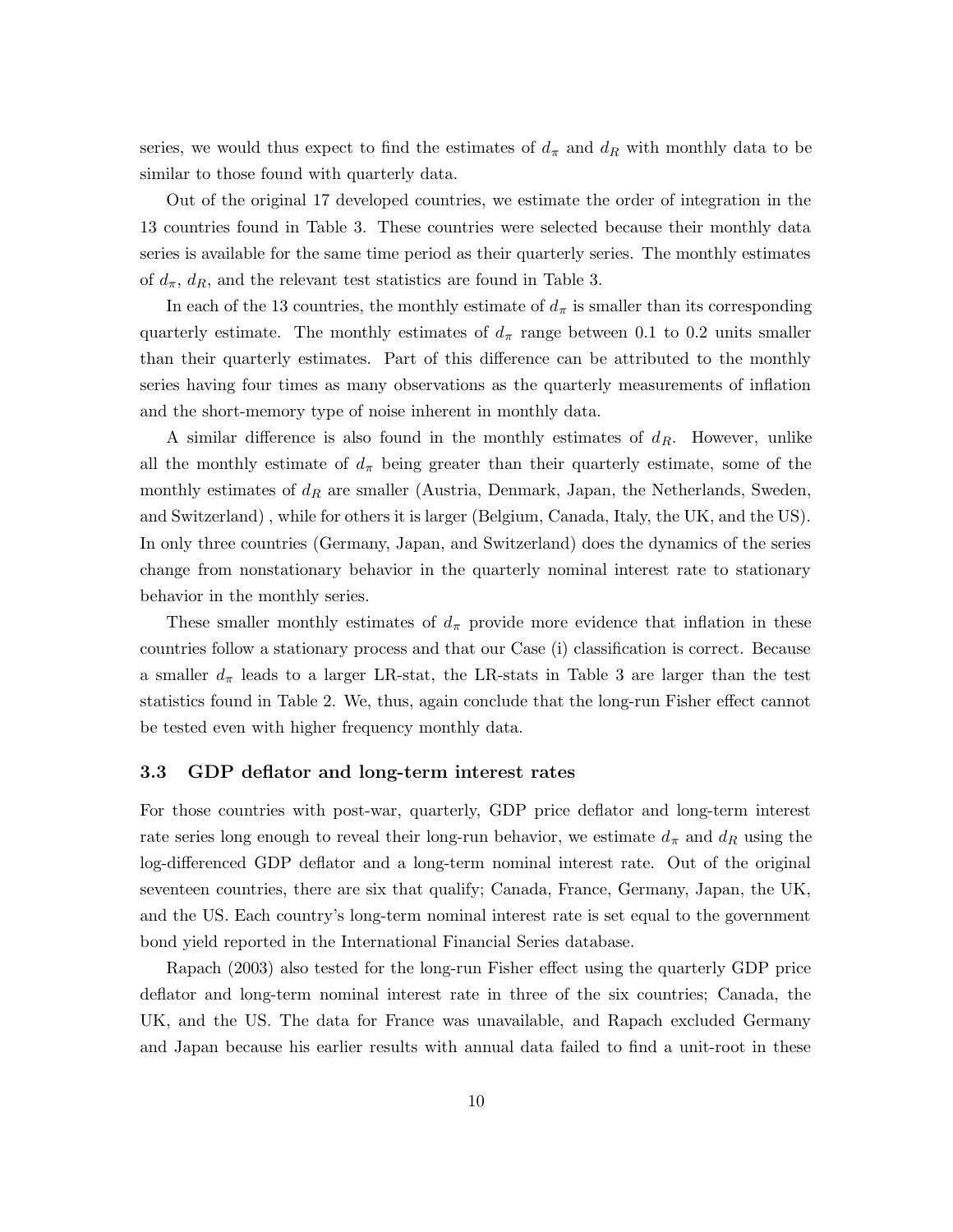series, we would thus expect to find the estimates of $d_\pi$ and $d_R$ with monthly data to be similar to those found with quarterly data.

Out of the original 17 developed countries, we estimate the order of integration in the 13 countries found in Table 3. These countries were selected because their monthly data series is available for the same time period as their quarterly series. The monthly estimates of $d_\pi$, $d_R$, and the relevant test statistics are found in Table 3.

In each of the 13 countries, the monthly estimate of $d_\pi$ is smaller than its corresponding quarterly estimate. The monthly estimates of $d_\pi$ range between 0.1 to 0.2 units smaller than their quarterly estimates. Part of this difference can be attributed to the monthly series having four times as many observations as the quarterly measurements of inflation and the short-memory type of noise inherent in monthly data.

A similar difference is also found in the monthly estimates of $d_R$. However, unlike all the monthly estimate of $d_\pi$ being greater than their quarterly estimate, some of the monthly estimates of $d_R$ are smaller (Austria, Denmark, Japan, the Netherlands, Sweden, and Switzerland) , while for others it is larger (Belgium, Canada, Italy, the UK, and the US). In only three countries (Germany, Japan, and Switzerland) does the dynamics of the series change from nonstationary behavior in the quarterly nominal interest rate to stationary behavior in the monthly series.

These smaller monthly estimates of $d_\pi$ provide more evidence that inflation in these countries follow a stationary process and that our Case (i) classification is correct. Because a smaller $d_\pi$ leads to a larger LR-stat, the LR-stats in Table 3 are larger than the test statistics found in Table 2. We, thus, again conclude that the long-run Fisher effect cannot be tested even with higher frequency monthly data.

### 3.3 GDP deflator and long-term interest rates

For those countries with post-war, quarterly, GDP price deflator and long-term interest rate series long enough to reveal their long-run behavior, we estimate $d_\pi$ and $d_R$ using the log-differenced GDP deflator and a long-term nominal interest rate. Out of the original seventeen countries, there are six that qualify; Canada, France, Germany, Japan, the UK, and the US. Each country's long-term nominal interest rate is set equal to the government bond yield reported in the International Financial Series database.

Rapach (2003) also tested for the long-run Fisher effect using the quarterly GDP price deflator and long-term nominal interest rate in three of the six countries; Canada, the UK, and the US. The data for France was unavailable, and Rapach excluded Germany and Japan because his earlier results with annual data failed to find a unit-root in these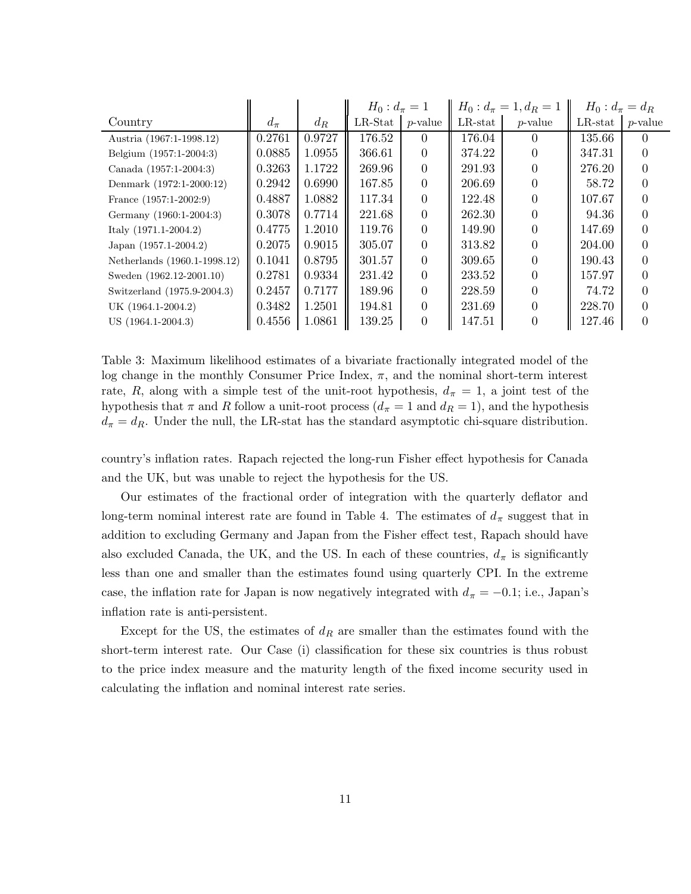| Country | $d_\pi$ | $d_R$ | $H_0: d_\pi = 1$ | | $H_0: d_\pi = 1, d_R = 1$ | | $H_0: d_\pi = d_R$ | |
|---|---|---|---|---|---|---|---|---|
| | | | LR-Stat | $p$-value | LR-stat | $p$-value | LR-stat | $p$-value |
| Austria (1967:1-1998.12) | 0.2761 | 0.9727 | 176.52 | 0 | 176.04 | 0 | 135.66 | 0 |
| Belgium (1957:1-2004:3) | 0.0885 | 1.0955 | 366.61 | 0 | 374.22 | 0 | 347.31 | 0 |
| Canada (1957:1-2004:3) | 0.3263 | 1.1722 | 269.96 | 0 | 291.93 | 0 | 276.20 | 0 |
| Denmark (1972:1-2000:12) | 0.2942 | 0.6990 | 167.85 | 0 | 206.69 | 0 | 58.72 | 0 |
| France (1957:1-2002:9) | 0.4887 | 1.0882 | 117.34 | 0 | 122.48 | 0 | 107.67 | 0 |
| Germany (1960:1-2004:3) | 0.3078 | 0.7714 | 221.68 | 0 | 262.30 | 0 | 94.36 | 0 |
| Italy (1971.1-2004.2) | 0.4775 | 1.2010 | 119.76 | 0 | 149.90 | 0 | 147.69 | 0 |
| Japan (1957.1-2004.2) | 0.2075 | 0.9015 | 305.07 | 0 | 313.82 | 0 | 204.00 | 0 |
| Netherlands (1960.1-1998.12) | 0.1041 | 0.8795 | 301.57 | 0 | 309.65 | 0 | 190.43 | 0 |
| Sweden (1962.12-2001.10) | 0.2781 | 0.9334 | 231.42 | 0 | 233.52 | 0 | 157.97 | 0 |
| Switzerland (1975.9-2004.3) | 0.2457 | 0.7177 | 189.96 | 0 | 228.59 | 0 | 74.72 | 0 |
| UK (1964.1-2004.2) | 0.3482 | 1.2501 | 194.81 | 0 | 231.69 | 0 | 228.70 | 0 |
| US (1964.1-2004.3) | 0.4556 | 1.0861 | 139.25 | 0 | 147.51 | 0 | 127.46 | 0 |

Table 3: Maximum likelihood estimates of a bivariate fractionally integrated model of the log change in the monthly Consumer Price Index, $\pi$, and the nominal short-term interest rate, $R$, along with a simple test of the unit-root hypothesis, $d_\pi = 1$, a joint test of the hypothesis that $\pi$ and $R$ follow a unit-root process ($d_\pi = 1$ and $d_R = 1$), and the hypothesis $d_\pi = d_R$. Under the null, the LR-stat has the standard asymptotic chi-square distribution.

country's inflation rates. Rapach rejected the long-run Fisher effect hypothesis for Canada and the UK, but was unable to reject the hypothesis for the US.

Our estimates of the fractional order of integration with the quarterly deflator and long-term nominal interest rate are found in Table 4. The estimates of $d_\pi$ suggest that in addition to excluding Germany and Japan from the Fisher effect test, Rapach should have also excluded Canada, the UK, and the US. In each of these countries, $d_\pi$ is significantly less than one and smaller than the estimates found using quarterly CPI. In the extreme case, the inflation rate for Japan is now negatively integrated with $d_\pi = -0.1$; i.e., Japan's inflation rate is anti-persistent.

Except for the US, the estimates of $d_R$ are smaller than the estimates found with the short-term interest rate. Our Case (i) classification for these six countries is thus robust to the price index measure and the maturity length of the fixed income security used in calculating the inflation and nominal interest rate series.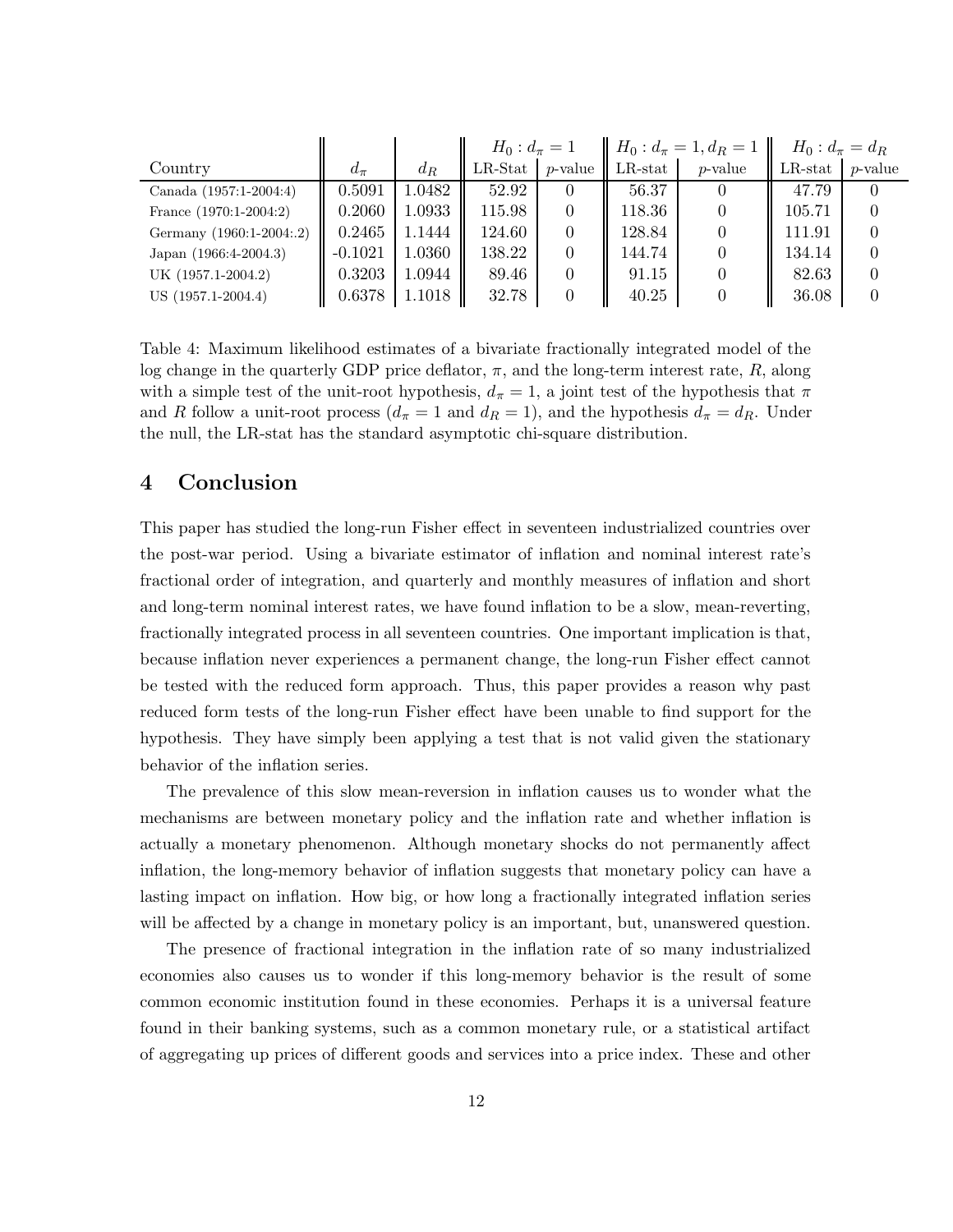| Country | $d_\pi$ | $d_R$ | $H_0: d_\pi = 1$ | | $H_0: d_\pi = 1, d_R = 1$ | | $H_0: d_\pi = d_R$ | |
|---|---|---|---|---|---|---|---|---|
| | | | LR-Stat | $p$-value | LR-stat | $p$-value | LR-stat | $p$-value |
| Canada (1957:1-2004:4) | 0.5091 | 1.0482 | 52.92 | 0 | 56.37 | 0 | 47.79 | 0 |
| France (1970:1-2004:2) | 0.2060 | 1.0933 | 115.98 | 0 | 118.36 | 0 | 105.71 | 0 |
| Germany (1960:1-2004:.2) | 0.2465 | 1.1444 | 124.60 | 0 | 128.84 | 0 | 111.91 | 0 |
| Japan (1966:4-2004.3) | -0.1021 | 1.0360 | 138.22 | 0 | 144.74 | 0 | 134.14 | 0 |
| UK (1957.1-2004.2) | 0.3203 | 1.0944 | 89.46 | 0 | 91.15 | 0 | 82.63 | 0 |
| US (1957.1-2004.4) | 0.6378 | 1.1018 | 32.78 | 0 | 40.25 | 0 | 36.08 | 0 |

Table 4: Maximum likelihood estimates of a bivariate fractionally integrated model of the log change in the quarterly GDP price deflator, $\pi$, and the long-term interest rate, $R$, along with a simple test of the unit-root hypothesis, $d_\pi = 1$, a joint test of the hypothesis that $\pi$ and $R$ follow a unit-root process ($d_\pi = 1$ and $d_R = 1$), and the hypothesis $d_\pi = d_R$. Under the null, the LR-stat has the standard asymptotic chi-square distribution.

# 4 Conclusion

This paper has studied the long-run Fisher effect in seventeen industrialized countries over the post-war period. Using a bivariate estimator of inflation and nominal interest rate's fractional order of integration, and quarterly and monthly measures of inflation and short and long-term nominal interest rates, we have found inflation to be a slow, mean-reverting, fractionally integrated process in all seventeen countries. One important implication is that, because inflation never experiences a permanent change, the long-run Fisher effect cannot be tested with the reduced form approach. Thus, this paper provides a reason why past reduced form tests of the long-run Fisher effect have been unable to find support for the hypothesis. They have simply been applying a test that is not valid given the stationary behavior of the inflation series.

The prevalence of this slow mean-reversion in inflation causes us to wonder what the mechanisms are between monetary policy and the inflation rate and whether inflation is actually a monetary phenomenon. Although monetary shocks do not permanently affect inflation, the long-memory behavior of inflation suggests that monetary policy can have a lasting impact on inflation. How big, or how long a fractionally integrated inflation series will be affected by a change in monetary policy is an important, but, unanswered question.

The presence of fractional integration in the inflation rate of so many industrialized economies also causes us to wonder if this long-memory behavior is the result of some common economic institution found in these economies. Perhaps it is a universal feature found in their banking systems, such as a common monetary rule, or a statistical artifact of aggregating up prices of different goods and services into a price index. These and other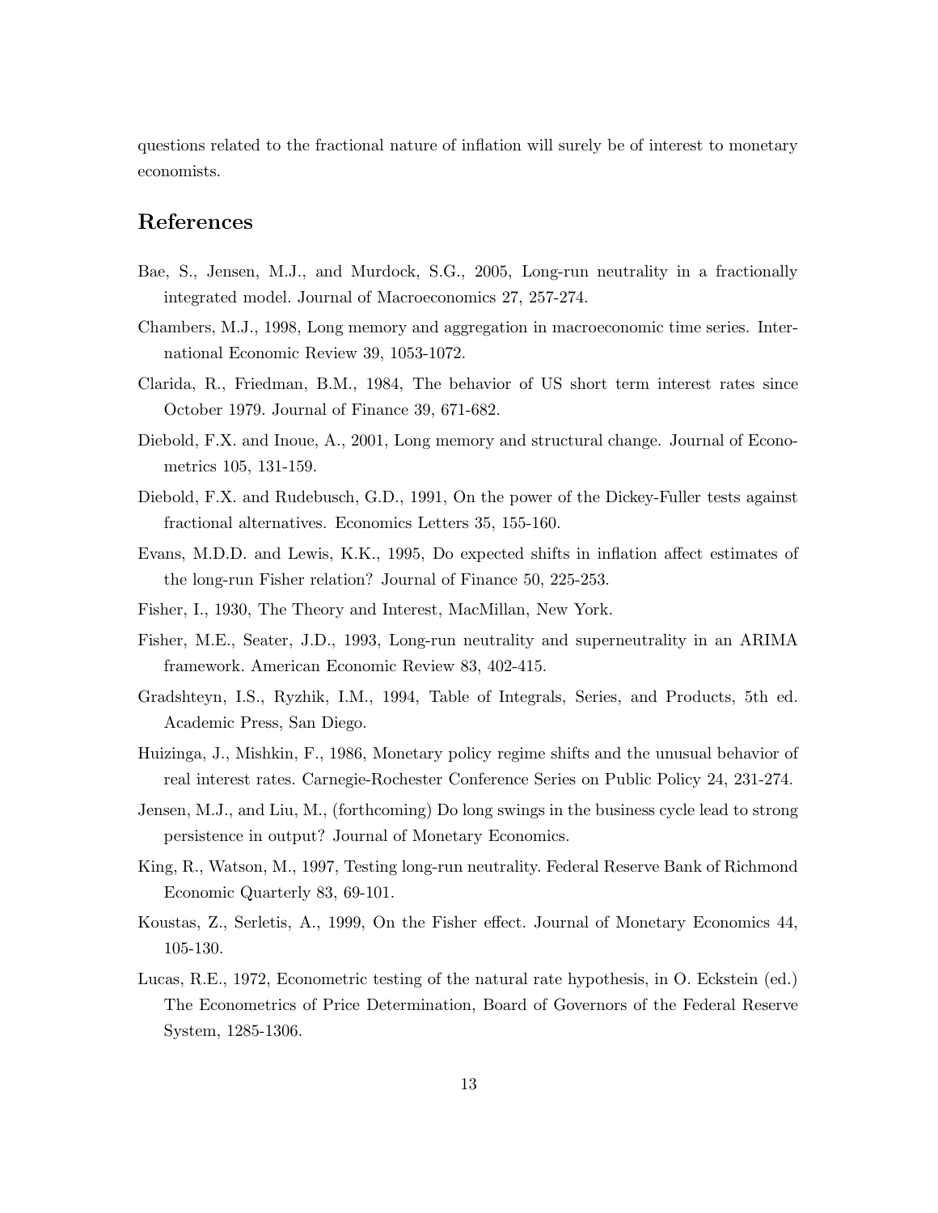questions related to the fractional nature of inflation will surely be of interest to monetary economists.

## References

Bae, S., Jensen, M.J., and Murdock, S.G., 2005, Long-run neutrality in a fractionally integrated model. Journal of Macroeconomics 27, 257-274.

Chambers, M.J., 1998, Long memory and aggregation in macroeconomic time series. International Economic Review 39, 1053-1072.

Clarida, R., Friedman, B.M., 1984, The behavior of US short term interest rates since October 1979. Journal of Finance 39, 671-682.

Diebold, F.X. and Inoue, A., 2001, Long memory and structural change. Journal of Econometrics 105, 131-159.

Diebold, F.X. and Rudebusch, G.D., 1991, On the power of the Dickey-Fuller tests against fractional alternatives. Economics Letters 35, 155-160.

Evans, M.D.D. and Lewis, K.K., 1995, Do expected shifts in inflation affect estimates of the long-run Fisher relation? Journal of Finance 50, 225-253.

Fisher, I., 1930, The Theory and Interest, MacMillan, New York.

Fisher, M.E., Seater, J.D., 1993, Long-run neutrality and superneutrality in an ARIMA framework. American Economic Review 83, 402-415.

Gradshteyn, I.S., Ryzhik, I.M., 1994, Table of Integrals, Series, and Products, 5th ed. Academic Press, San Diego.

Huizinga, J., Mishkin, F., 1986, Monetary policy regime shifts and the unusual behavior of real interest rates. Carnegie-Rochester Conference Series on Public Policy 24, 231-274.

Jensen, M.J., and Liu, M., (forthcoming) Do long swings in the business cycle lead to strong persistence in output? Journal of Monetary Economics.

King, R., Watson, M., 1997, Testing long-run neutrality. Federal Reserve Bank of Richmond Economic Quarterly 83, 69-101.

Koustas, Z., Serletis, A., 1999, On the Fisher effect. Journal of Monetary Economics 44, 105-130.

Lucas, R.E., 1972, Econometric testing of the natural rate hypothesis, in O. Eckstein (ed.) The Econometrics of Price Determination, Board of Governors of the Federal Reserve System, 1285-1306.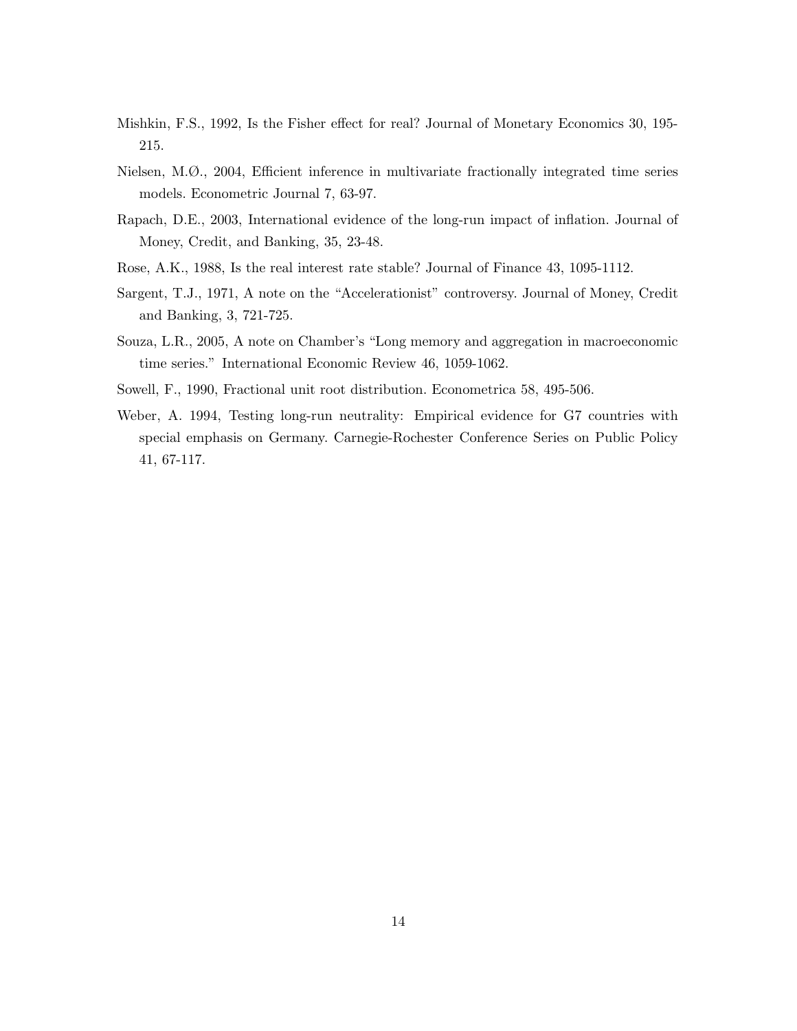Mishkin, F.S., 1992, Is the Fisher effect for real? Journal of Monetary Economics 30, 195-215.

Nielsen, M.Ø., 2004, Efficient inference in multivariate fractionally integrated time series models. Econometric Journal 7, 63-97.

Rapach, D.E., 2003, International evidence of the long-run impact of inflation. Journal of Money, Credit, and Banking, 35, 23-48.

Rose, A.K., 1988, Is the real interest rate stable? Journal of Finance 43, 1095-1112.

Sargent, T.J., 1971, A note on the "Accelerationist" controversy. Journal of Money, Credit and Banking, 3, 721-725.

Souza, L.R., 2005, A note on Chamber's "Long memory and aggregation in macroeconomic time series." International Economic Review 46, 1059-1062.

Sowell, F., 1990, Fractional unit root distribution. Econometrica 58, 495-506.

Weber, A. 1994, Testing long-run neutrality: Empirical evidence for G7 countries with special emphasis on Germany. Carnegie-Rochester Conference Series on Public Policy 41, 67-117.